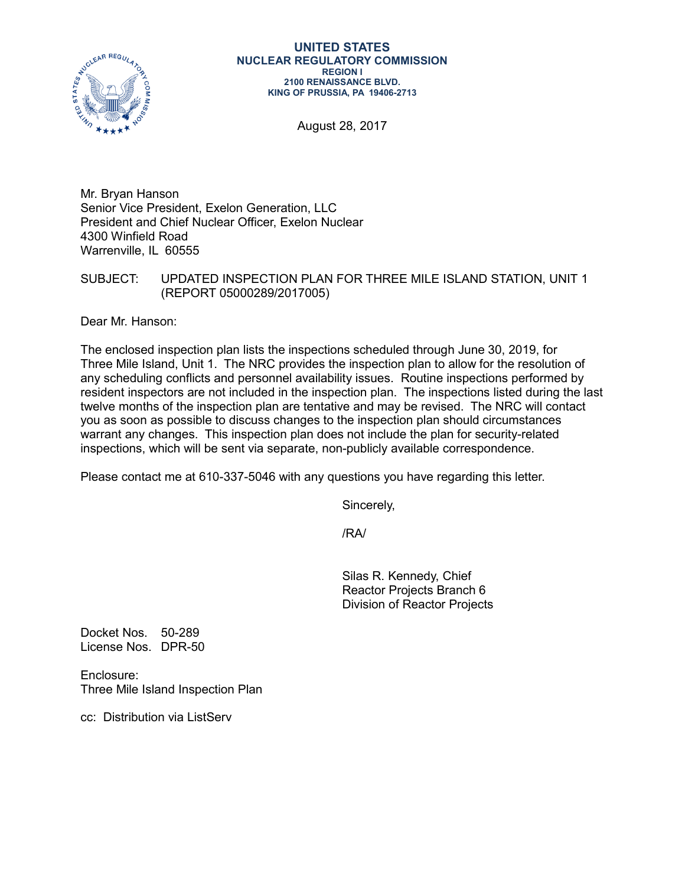**UNITED STATES**
**NUCLEAR REGULATORY COMMISSION**
**REGION I**
**2100 RENAISSANCE BLVD.**
**KING OF PRUSSIA, PA 19406-2713**

August 28, 2017

Mr. Bryan Hanson
Senior Vice President, Exelon Generation, LLC
President and Chief Nuclear Officer, Exelon Nuclear
4300 Winfield Road
Warrenville, IL 60555

SUBJECT: UPDATED INSPECTION PLAN FOR THREE MILE ISLAND STATION, UNIT 1 (REPORT 05000289/2017005)

Dear Mr. Hanson:

The enclosed inspection plan lists the inspections scheduled through June 30, 2019, for Three Mile Island, Unit 1. The NRC provides the inspection plan to allow for the resolution of any scheduling conflicts and personnel availability issues. Routine inspections performed by resident inspectors are not included in the inspection plan. The inspections listed during the last twelve months of the inspection plan are tentative and may be revised. The NRC will contact you as soon as possible to discuss changes to the inspection plan should circumstances warrant any changes. This inspection plan does not include the plan for security-related inspections, which will be sent via separate, non-publicly available correspondence.

Please contact me at 610-337-5046 with any questions you have regarding this letter.

Sincerely,

/RA/

Silas R. Kennedy, Chief
Reactor Projects Branch 6
Division of Reactor Projects

Docket Nos. 50-289
License Nos. DPR-50

Enclosure:
Three Mile Island Inspection Plan

cc: Distribution via ListServ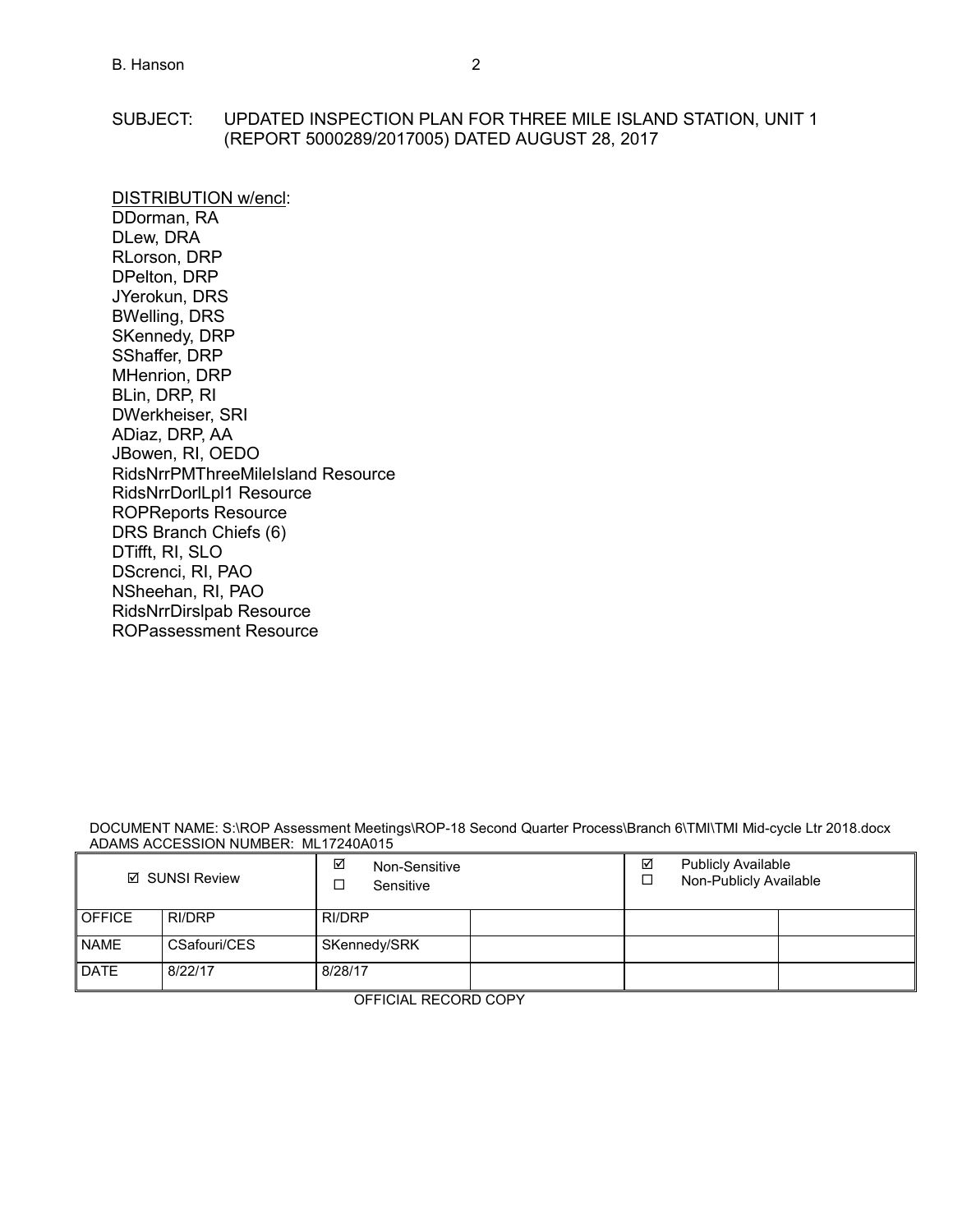SUBJECT: UPDATED INSPECTION PLAN FOR THREE MILE ISLAND STATION, UNIT 1 (REPORT 5000289/2017005) DATED AUGUST 28, 2017

DISTRIBUTION w/encl:
DDorman, RA
DLew, DRA
RLorson, DRP
DPelton, DRP
JYerokun, DRS
BWelling, DRS
SKennedy, DRP
SShaffer, DRP
MHenrion, DRP
BLin, DRP, RI
DWerkheiser, SRI
ADiaz, DRP, AA
JBowen, RI, OEDO
RidsNrrPMThreeMileIsland Resource
RidsNrrDorlLpl1 Resource
ROPReports Resource
DRS Branch Chiefs (6)
DTifft, RI, SLO
DScrenci, RI, PAO
NSheehan, RI, PAO
RidsNrrDirslpab Resource
ROPassessment Resource

DOCUMENT NAME: S:\ROP Assessment Meetings\ROP-18 Second Quarter Process\Branch 6\TMI\TMI Mid-cycle Ltr 2018.docx
ADAMS ACCESSION NUMBER: ML17240A015

| ☑ SUNSI Review | | ☑ Non-Sensitive ☐ Sensitive | | ☑ Publicly Available ☐ Non-Publicly Available | |
|---|---|---|---|---|---|
| OFFICE | RI/DRP | RI/DRP | | | |
| NAME | CSafouri/CES | SKennedy/SRK | | | |
| DATE | 8/22/17 | 8/28/17 | | | |

OFFICIAL RECORD COPY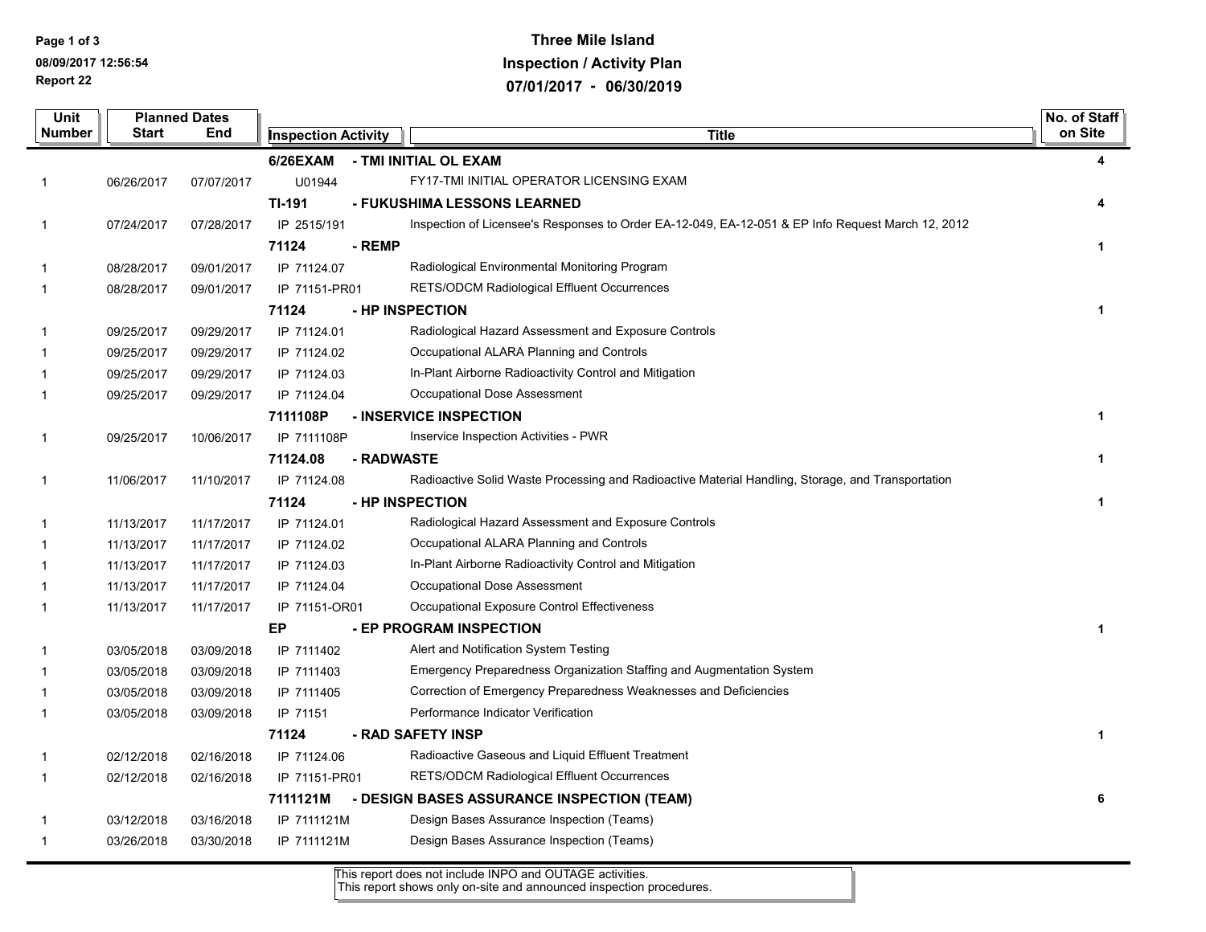# Three Mile Island
## Inspection / Activity Plan
## 07/01/2017 - 06/30/2019

| Unit Number | Planned Dates Start | End | Inspection Activity | Title | No. of Staff on Site |
|---|---|---|---|---|---|
| | | | **6/26EXAM** | **- TMI INITIAL OL EXAM** | **4** |
| 1 | 06/26/2017 | 07/07/2017 | U01944 | FY17-TMI INITIAL OPERATOR LICENSING EXAM | |
| | | | **TI-191** | **- FUKUSHIMA LESSONS LEARNED** | **4** |
| 1 | 07/24/2017 | 07/28/2017 | IP 2515/191 | Inspection of Licensee's Responses to Order EA-12-049, EA-12-051 & EP Info Request March 12, 2012 | |
| | | | **71124** | **- REMP** | **1** |
| 1 | 08/28/2017 | 09/01/2017 | IP 71124.07 | Radiological Environmental Monitoring Program | |
| 1 | 08/28/2017 | 09/01/2017 | IP 71151-PR01 | RETS/ODCM Radiological Effluent Occurrences | |
| | | | **71124** | **- HP INSPECTION** | **1** |
| 1 | 09/25/2017 | 09/29/2017 | IP 71124.01 | Radiological Hazard Assessment and Exposure Controls | |
| 1 | 09/25/2017 | 09/29/2017 | IP 71124.02 | Occupational ALARA Planning and Controls | |
| 1 | 09/25/2017 | 09/29/2017 | IP 71124.03 | In-Plant Airborne Radioactivity Control and Mitigation | |
| 1 | 09/25/2017 | 09/29/2017 | IP 71124.04 | Occupational Dose Assessment | |
| | | | **7111108P** | **- INSERVICE INSPECTION** | **1** |
| 1 | 09/25/2017 | 10/06/2017 | IP 7111108P | Inservice Inspection Activities - PWR | |
| | | | **71124.08** | **- RADWASTE** | **1** |
| 1 | 11/06/2017 | 11/10/2017 | IP 71124.08 | Radioactive Solid Waste Processing and Radioactive Material Handling, Storage, and Transportation | |
| | | | **71124** | **- HP INSPECTION** | **1** |
| 1 | 11/13/2017 | 11/17/2017 | IP 71124.01 | Radiological Hazard Assessment and Exposure Controls | |
| 1 | 11/13/2017 | 11/17/2017 | IP 71124.02 | Occupational ALARA Planning and Controls | |
| 1 | 11/13/2017 | 11/17/2017 | IP 71124.03 | In-Plant Airborne Radioactivity Control and Mitigation | |
| 1 | 11/13/2017 | 11/17/2017 | IP 71124.04 | Occupational Dose Assessment | |
| 1 | 11/13/2017 | 11/17/2017 | IP 71151-OR01 | Occupational Exposure Control Effectiveness | |
| | | | **EP** | **- EP PROGRAM INSPECTION** | **1** |
| 1 | 03/05/2018 | 03/09/2018 | IP 7111402 | Alert and Notification System Testing | |
| 1 | 03/05/2018 | 03/09/2018 | IP 7111403 | Emergency Preparedness Organization Staffing and Augmentation System | |
| 1 | 03/05/2018 | 03/09/2018 | IP 7111405 | Correction of Emergency Preparedness Weaknesses and Deficiencies | |
| 1 | 03/05/2018 | 03/09/2018 | IP 71151 | Performance Indicator Verification | |
| | | | **71124** | **- RAD SAFETY INSP** | **1** |
| 1 | 02/12/2018 | 02/16/2018 | IP 71124.06 | Radioactive Gaseous and Liquid Effluent Treatment | |
| 1 | 02/12/2018 | 02/16/2018 | IP 71151-PR01 | RETS/ODCM Radiological Effluent Occurrences | |
| | | | **7111121M** | **- DESIGN BASES ASSURANCE INSPECTION (TEAM)** | **6** |
| 1 | 03/12/2018 | 03/16/2018 | IP 7111121M | Design Bases Assurance Inspection (Teams) | |
| 1 | 03/26/2018 | 03/30/2018 | IP 7111121M | Design Bases Assurance Inspection (Teams) | |

This report does not include INPO and OUTAGE activities.
This report shows only on-site and announced inspection procedures.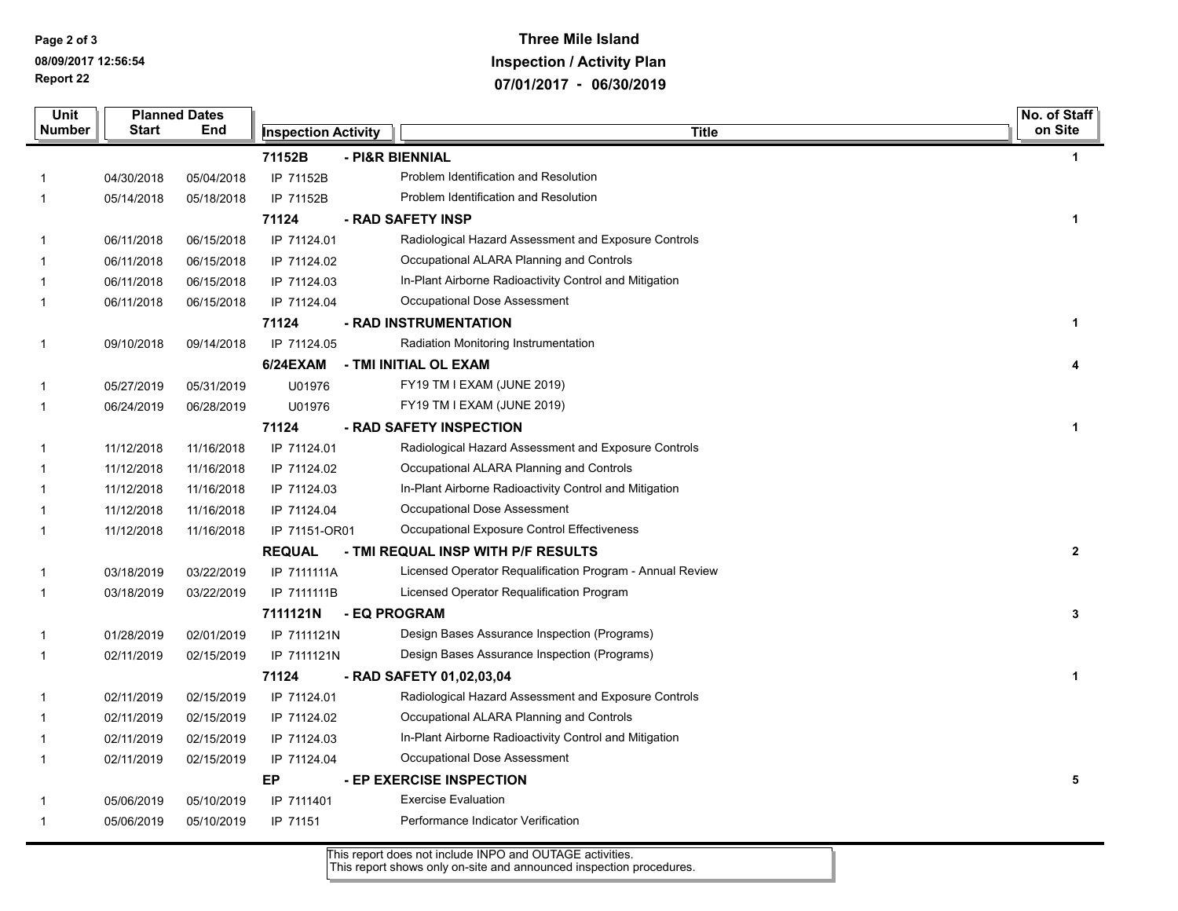**Three Mile Island**
**Inspection / Activity Plan**
**07/01/2017 - 06/30/2019**

| Unit Number | Planned Dates Start | End | Inspection Activity | Title | No. of Staff on Site |
|---|---|---|---|---|---|
| | | | **71152B** | **- PI&R BIENNIAL** | **1** |
| 1 | 04/30/2018 | 05/04/2018 | IP 71152B | Problem Identification and Resolution | |
| 1 | 05/14/2018 | 05/18/2018 | IP 71152B | Problem Identification and Resolution | |
| | | | **71124** | **- RAD SAFETY INSP** | **1** |
| 1 | 06/11/2018 | 06/15/2018 | IP 71124.01 | Radiological Hazard Assessment and Exposure Controls | |
| 1 | 06/11/2018 | 06/15/2018 | IP 71124.02 | Occupational ALARA Planning and Controls | |
| 1 | 06/11/2018 | 06/15/2018 | IP 71124.03 | In-Plant Airborne Radioactivity Control and Mitigation | |
| 1 | 06/11/2018 | 06/15/2018 | IP 71124.04 | Occupational Dose Assessment | |
| | | | **71124** | **- RAD INSTRUMENTATION** | **1** |
| 1 | 09/10/2018 | 09/14/2018 | IP 71124.05 | Radiation Monitoring Instrumentation | |
| | | | **6/24EXAM** | **- TMI INITIAL OL EXAM** | **4** |
| 1 | 05/27/2019 | 05/31/2019 | U01976 | FY19 TM I EXAM (JUNE 2019) | |
| 1 | 06/24/2019 | 06/28/2019 | U01976 | FY19 TM I EXAM (JUNE 2019) | |
| | | | **71124** | **- RAD SAFETY INSPECTION** | **1** |
| 1 | 11/12/2018 | 11/16/2018 | IP 71124.01 | Radiological Hazard Assessment and Exposure Controls | |
| 1 | 11/12/2018 | 11/16/2018 | IP 71124.02 | Occupational ALARA Planning and Controls | |
| 1 | 11/12/2018 | 11/16/2018 | IP 71124.03 | In-Plant Airborne Radioactivity Control and Mitigation | |
| 1 | 11/12/2018 | 11/16/2018 | IP 71124.04 | Occupational Dose Assessment | |
| 1 | 11/12/2018 | 11/16/2018 | IP 71151-OR01 | Occupational Exposure Control Effectiveness | |
| | | | **REQUAL** | **- TMI REQUAL INSP WITH P/F RESULTS** | **2** |
| 1 | 03/18/2019 | 03/22/2019 | IP 7111111A | Licensed Operator Requalification Program - Annual Review | |
| 1 | 03/18/2019 | 03/22/2019 | IP 7111111B | Licensed Operator Requalification Program | |
| | | | **7111121N** | **- EQ PROGRAM** | **3** |
| 1 | 01/28/2019 | 02/01/2019 | IP 7111121N | Design Bases Assurance Inspection (Programs) | |
| 1 | 02/11/2019 | 02/15/2019 | IP 7111121N | Design Bases Assurance Inspection (Programs) | |
| | | | **71124** | **- RAD SAFETY 01,02,03,04** | **1** |
| 1 | 02/11/2019 | 02/15/2019 | IP 71124.01 | Radiological Hazard Assessment and Exposure Controls | |
| 1 | 02/11/2019 | 02/15/2019 | IP 71124.02 | Occupational ALARA Planning and Controls | |
| 1 | 02/11/2019 | 02/15/2019 | IP 71124.03 | In-Plant Airborne Radioactivity Control and Mitigation | |
| 1 | 02/11/2019 | 02/15/2019 | IP 71124.04 | Occupational Dose Assessment | |
| | | | **EP** | **- EP EXERCISE INSPECTION** | **5** |
| 1 | 05/06/2019 | 05/10/2019 | IP 7111401 | Exercise Evaluation | |
| 1 | 05/06/2019 | 05/10/2019 | IP 71151 | Performance Indicator Verification | |

This report does not include INPO and OUTAGE activities.
This report shows only on-site and announced inspection procedures.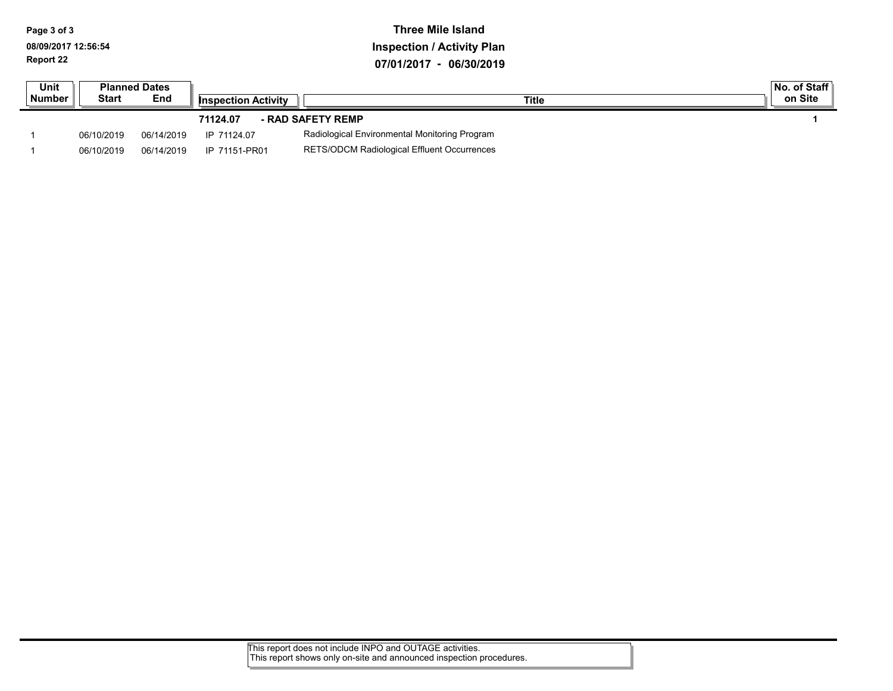# Three Mile Island
## Inspection / Activity Plan
## 07/01/2017 - 06/30/2019

| Unit Number | Planned Dates Start | End | Inspection Activity | Title | No. of Staff on Site |
|---|---|---|---|---|---|
| | | | **71124.07** | **- RAD SAFETY REMP** | **1** |
| 1 | 06/10/2019 | 06/14/2019 | IP 71124.07 | Radiological Environmental Monitoring Program | |
| 1 | 06/10/2019 | 06/14/2019 | IP 71151-PR01 | RETS/ODCM Radiological Effluent Occurrences | |

This report does not include INPO and OUTAGE activities.
This report shows only on-site and announced inspection procedures.